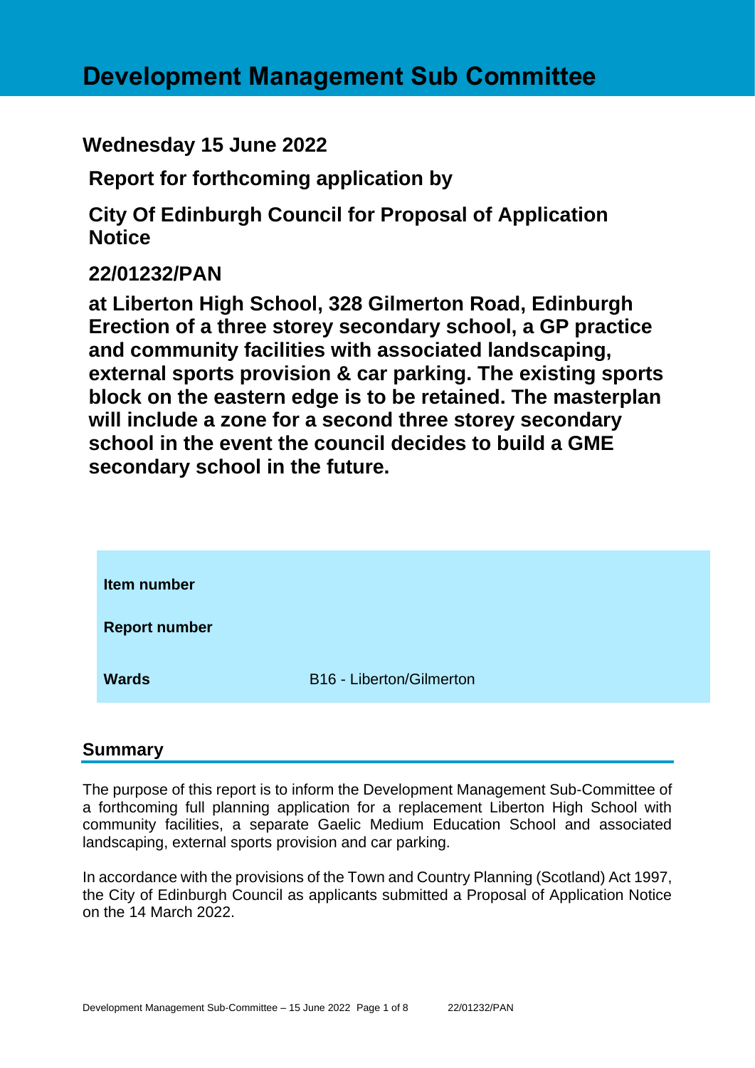# Development Management Sub Committee

## Wednesday 15 June 2022

**Report for forthcoming application by**

**City Of Edinburgh Council for Proposal of Application Notice**

**22/01232/PAN**

**at Liberton High School, 328 Gilmerton Road, Edinburgh Erection of a three storey secondary school, a GP practice and community facilities with associated landscaping, external sports provision & car parking. The existing sports block on the eastern edge is to be retained. The masterplan will include a zone for a second three storey secondary school in the event the council decides to build a GME secondary school in the future.**

| | |
|---|---|
| **Item number** | |
| **Report number** | |
| **Wards** | B16 - Liberton/Gilmerton |

## Summary

The purpose of this report is to inform the Development Management Sub-Committee of a forthcoming full planning application for a replacement Liberton High School with community facilities, a separate Gaelic Medium Education School and associated landscaping, external sports provision and car parking.

In accordance with the provisions of the Town and Country Planning (Scotland) Act 1997, the City of Edinburgh Council as applicants submitted a Proposal of Application Notice on the 14 March 2022.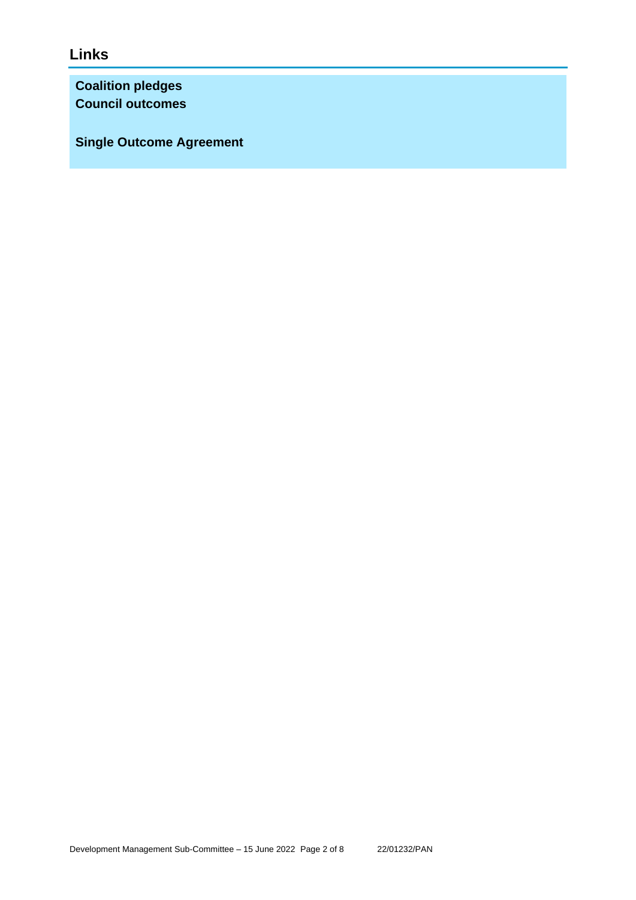## Links

**Coalition pledges**
**Council outcomes**

**Single Outcome Agreement**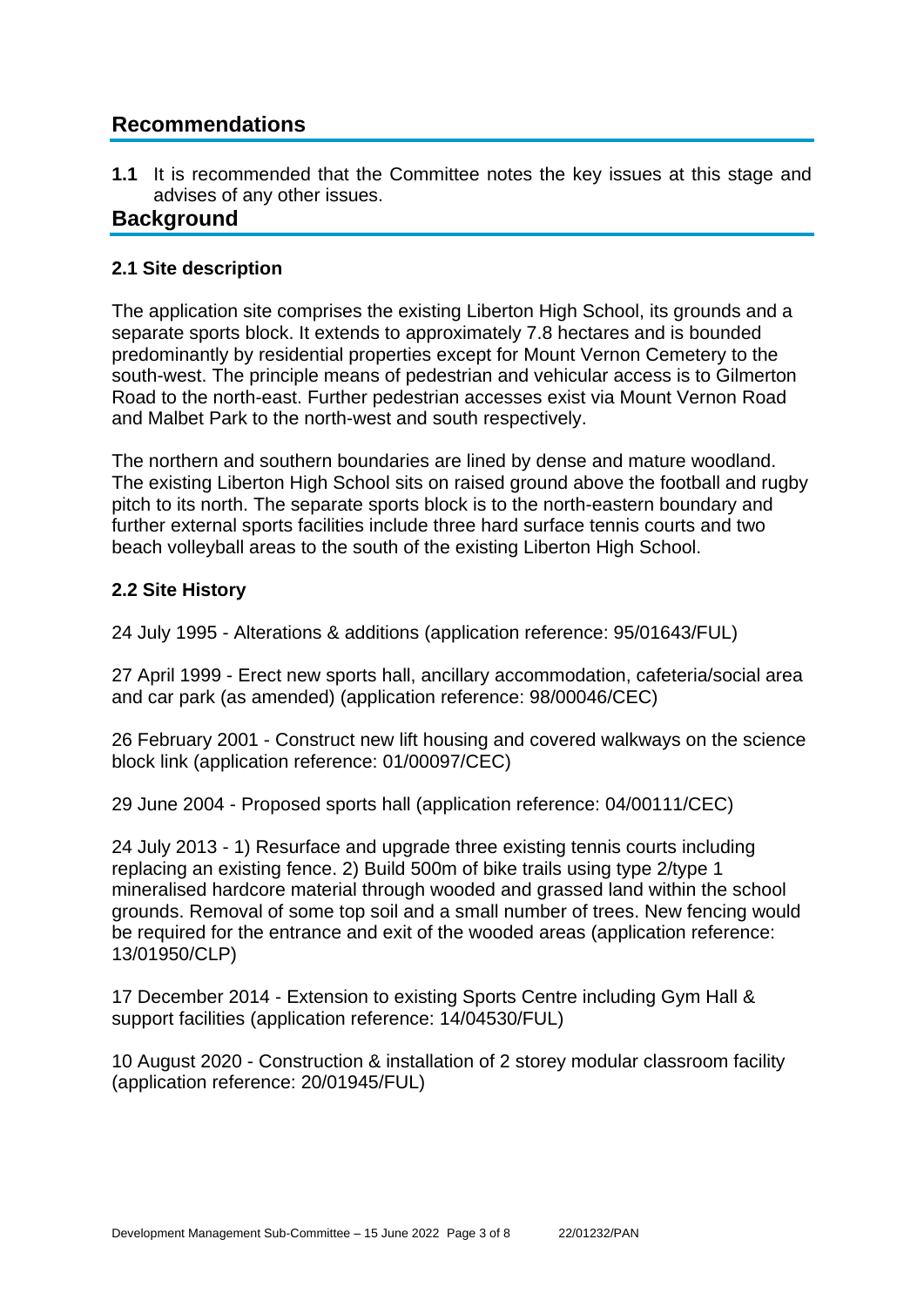## Recommendations

**1.1** It is recommended that the Committee notes the key issues at this stage and advises of any other issues.

## Background

### 2.1 Site description

The application site comprises the existing Liberton High School, its grounds and a separate sports block. It extends to approximately 7.8 hectares and is bounded predominantly by residential properties except for Mount Vernon Cemetery to the south-west. The principle means of pedestrian and vehicular access is to Gilmerton Road to the north-east. Further pedestrian accesses exist via Mount Vernon Road and Malbet Park to the north-west and south respectively.

The northern and southern boundaries are lined by dense and mature woodland. The existing Liberton High School sits on raised ground above the football and rugby pitch to its north. The separate sports block is to the north-eastern boundary and further external sports facilities include three hard surface tennis courts and two beach volleyball areas to the south of the existing Liberton High School.

### 2.2 Site History

24 July 1995 - Alterations & additions (application reference: 95/01643/FUL)

27 April 1999 - Erect new sports hall, ancillary accommodation, cafeteria/social area and car park (as amended) (application reference: 98/00046/CEC)

26 February 2001 - Construct new lift housing and covered walkways on the science block link (application reference: 01/00097/CEC)

29 June 2004 - Proposed sports hall (application reference: 04/00111/CEC)

24 July 2013 - 1) Resurface and upgrade three existing tennis courts including replacing an existing fence. 2) Build 500m of bike trails using type 2/type 1 mineralised hardcore material through wooded and grassed land within the school grounds. Removal of some top soil and a small number of trees. New fencing would be required for the entrance and exit of the wooded areas (application reference: 13/01950/CLP)

17 December 2014 - Extension to existing Sports Centre including Gym Hall & support facilities (application reference: 14/04530/FUL)

10 August 2020 - Construction & installation of 2 storey modular classroom facility (application reference: 20/01945/FUL)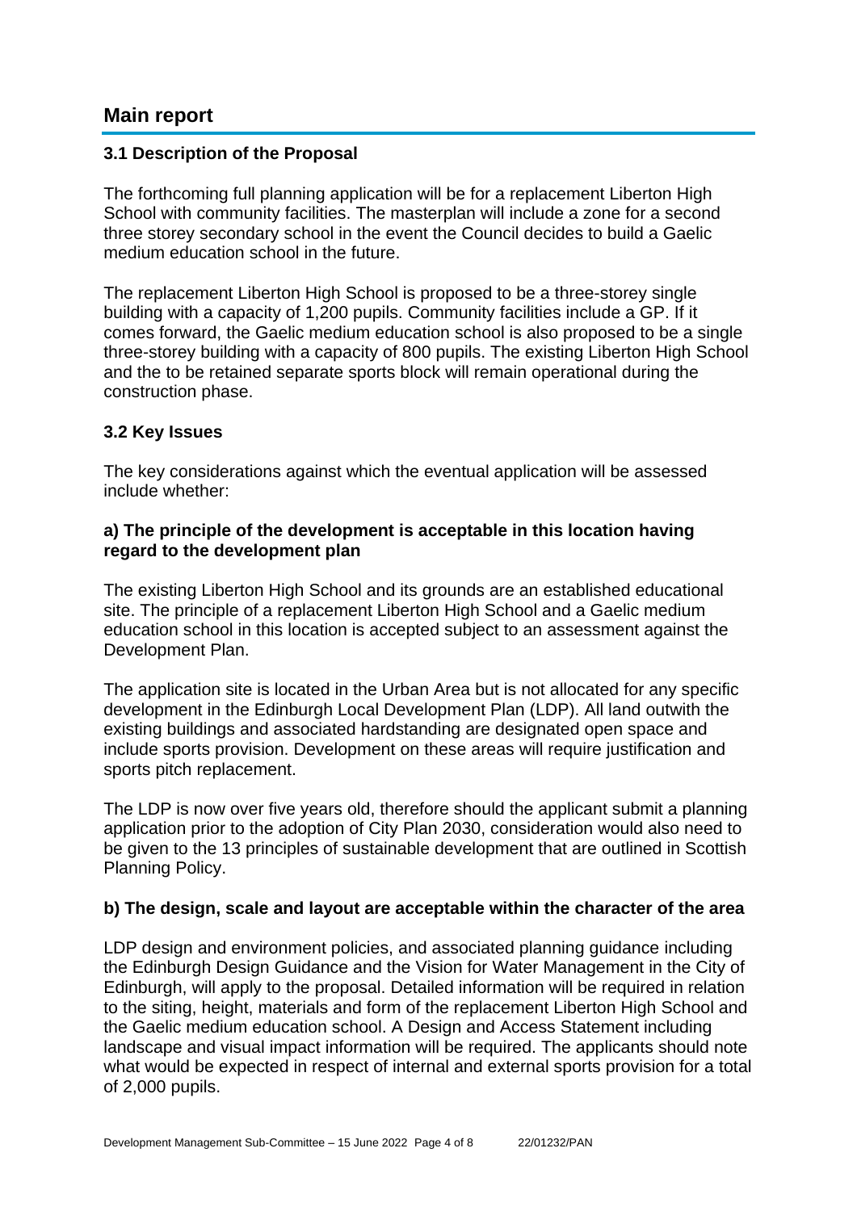## Main report

### 3.1 Description of the Proposal

The forthcoming full planning application will be for a replacement Liberton High School with community facilities. The masterplan will include a zone for a second three storey secondary school in the event the Council decides to build a Gaelic medium education school in the future.

The replacement Liberton High School is proposed to be a three-storey single building with a capacity of 1,200 pupils. Community facilities include a GP. If it comes forward, the Gaelic medium education school is also proposed to be a single three-storey building with a capacity of 800 pupils. The existing Liberton High School and the to be retained separate sports block will remain operational during the construction phase.

### 3.2 Key Issues

The key considerations against which the eventual application will be assessed include whether:

**a) The principle of the development is acceptable in this location having regard to the development plan**

The existing Liberton High School and its grounds are an established educational site. The principle of a replacement Liberton High School and a Gaelic medium education school in this location is accepted subject to an assessment against the Development Plan.

The application site is located in the Urban Area but is not allocated for any specific development in the Edinburgh Local Development Plan (LDP). All land outwith the existing buildings and associated hardstanding are designated open space and include sports provision. Development on these areas will require justification and sports pitch replacement.

The LDP is now over five years old, therefore should the applicant submit a planning application prior to the adoption of City Plan 2030, consideration would also need to be given to the 13 principles of sustainable development that are outlined in Scottish Planning Policy.

**b) The design, scale and layout are acceptable within the character of the area**

LDP design and environment policies, and associated planning guidance including the Edinburgh Design Guidance and the Vision for Water Management in the City of Edinburgh, will apply to the proposal. Detailed information will be required in relation to the siting, height, materials and form of the replacement Liberton High School and the Gaelic medium education school. A Design and Access Statement including landscape and visual impact information will be required. The applicants should note what would be expected in respect of internal and external sports provision for a total of 2,000 pupils.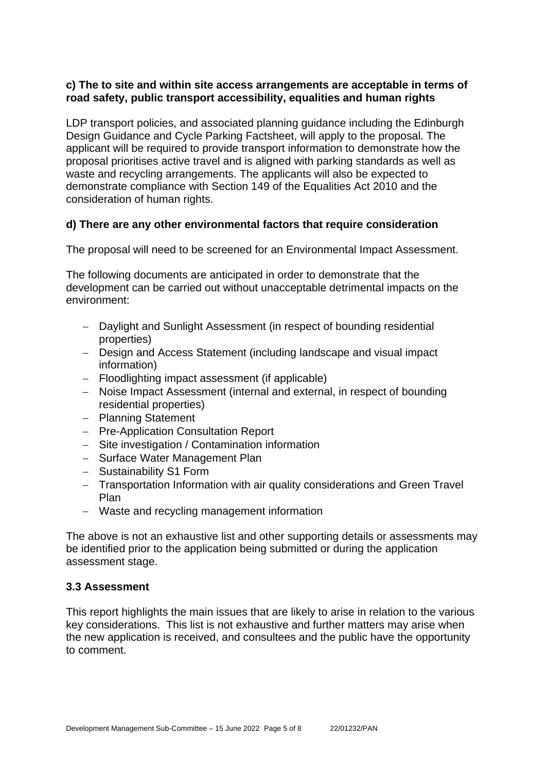**c) The to site and within site access arrangements are acceptable in terms of road safety, public transport accessibility, equalities and human rights**

LDP transport policies, and associated planning guidance including the Edinburgh Design Guidance and Cycle Parking Factsheet, will apply to the proposal. The applicant will be required to provide transport information to demonstrate how the proposal prioritises active travel and is aligned with parking standards as well as waste and recycling arrangements. The applicants will also be expected to demonstrate compliance with Section 149 of the Equalities Act 2010 and the consideration of human rights.

**d) There are any other environmental factors that require consideration**

The proposal will need to be screened for an Environmental Impact Assessment.

The following documents are anticipated in order to demonstrate that the development can be carried out without unacceptable detrimental impacts on the environment:

- Daylight and Sunlight Assessment (in respect of bounding residential properties)
- Design and Access Statement (including landscape and visual impact information)
- Floodlighting impact assessment (if applicable)
- Noise Impact Assessment (internal and external, in respect of bounding residential properties)
- Planning Statement
- Pre-Application Consultation Report
- Site investigation / Contamination information
- Surface Water Management Plan
- Sustainability S1 Form
- Transportation Information with air quality considerations and Green Travel Plan
- Waste and recycling management information

The above is not an exhaustive list and other supporting details or assessments may be identified prior to the application being submitted or during the application assessment stage.

**3.3 Assessment**

This report highlights the main issues that are likely to arise in relation to the various key considerations. This list is not exhaustive and further matters may arise when the new application is received, and consultees and the public have the opportunity to comment.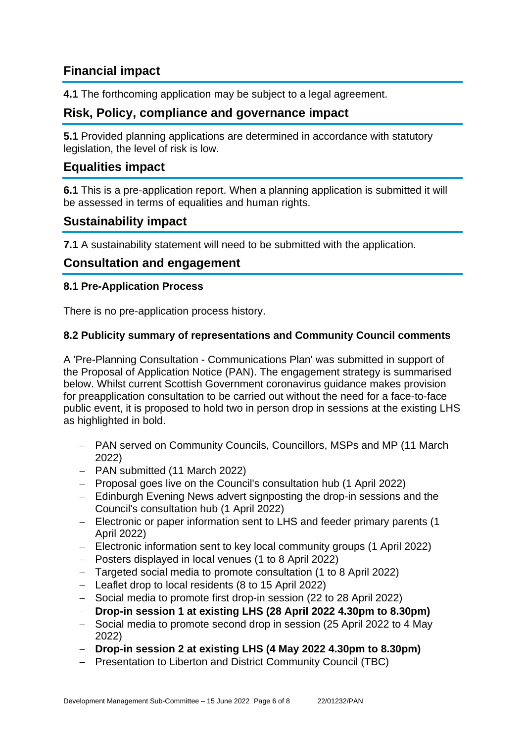## Financial impact

**4.1** The forthcoming application may be subject to a legal agreement.

## Risk, Policy, compliance and governance impact

**5.1** Provided planning applications are determined in accordance with statutory legislation, the level of risk is low.

## Equalities impact

**6.1** This is a pre-application report. When a planning application is submitted it will be assessed in terms of equalities and human rights.

## Sustainability impact

**7.1** A sustainability statement will need to be submitted with the application.

## Consultation and engagement

### 8.1 Pre-Application Process

There is no pre-application process history.

### 8.2 Publicity summary of representations and Community Council comments

A 'Pre-Planning Consultation - Communications Plan' was submitted in support of the Proposal of Application Notice (PAN). The engagement strategy is summarised below. Whilst current Scottish Government coronavirus guidance makes provision for preapplication consultation to be carried out without the need for a face-to-face public event, it is proposed to hold two in person drop in sessions at the existing LHS as highlighted in bold.

- PAN served on Community Councils, Councillors, MSPs and MP (11 March 2022)
- PAN submitted (11 March 2022)
- Proposal goes live on the Council's consultation hub (1 April 2022)
- Edinburgh Evening News advert signposting the drop-in sessions and the Council's consultation hub (1 April 2022)
- Electronic or paper information sent to LHS and feeder primary parents (1 April 2022)
- Electronic information sent to key local community groups (1 April 2022)
- Posters displayed in local venues (1 to 8 April 2022)
- Targeted social media to promote consultation (1 to 8 April 2022)
- Leaflet drop to local residents (8 to 15 April 2022)
- Social media to promote first drop-in session (22 to 28 April 2022)
- **Drop-in session 1 at existing LHS (28 April 2022 4.30pm to 8.30pm)**
- Social media to promote second drop in session (25 April 2022 to 4 May 2022)
- **Drop-in session 2 at existing LHS (4 May 2022 4.30pm to 8.30pm)**
- Presentation to Liberton and District Community Council (TBC)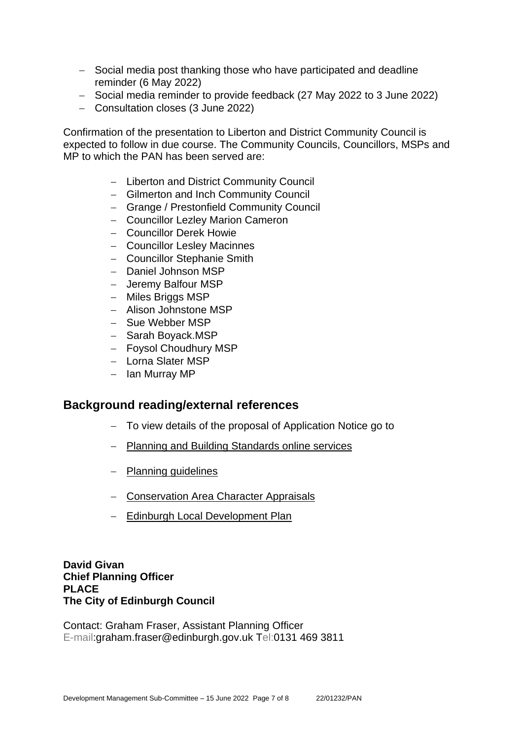- Social media post thanking those who have participated and deadline reminder (6 May 2022)
- Social media reminder to provide feedback (27 May 2022 to 3 June 2022)
- Consultation closes (3 June 2022)

Confirmation of the presentation to Liberton and District Community Council is expected to follow in due course. The Community Councils, Councillors, MSPs and MP to which the PAN has been served are:

- Liberton and District Community Council
- Gilmerton and Inch Community Council
- Grange / Prestonfield Community Council
- Councillor Lezley Marion Cameron
- Councillor Derek Howie
- Councillor Lesley Macinnes
- Councillor Stephanie Smith
- Daniel Johnson MSP
- Jeremy Balfour MSP
- Miles Briggs MSP
- Alison Johnstone MSP
- Sue Webber MSP
- Sarah Boyack.MSP
- Foysol Choudhury MSP
- Lorna Slater MSP
- Ian Murray MP

## Background reading/external references

- To view details of the proposal of Application Notice go to
- Planning and Building Standards online services
- Planning guidelines
- Conservation Area Character Appraisals
- Edinburgh Local Development Plan

**David Givan**
**Chief Planning Officer**
**PLACE**
**The City of Edinburgh Council**

Contact: Graham Fraser, Assistant Planning Officer
E-mail:graham.fraser@edinburgh.gov.uk Tel:0131 469 3811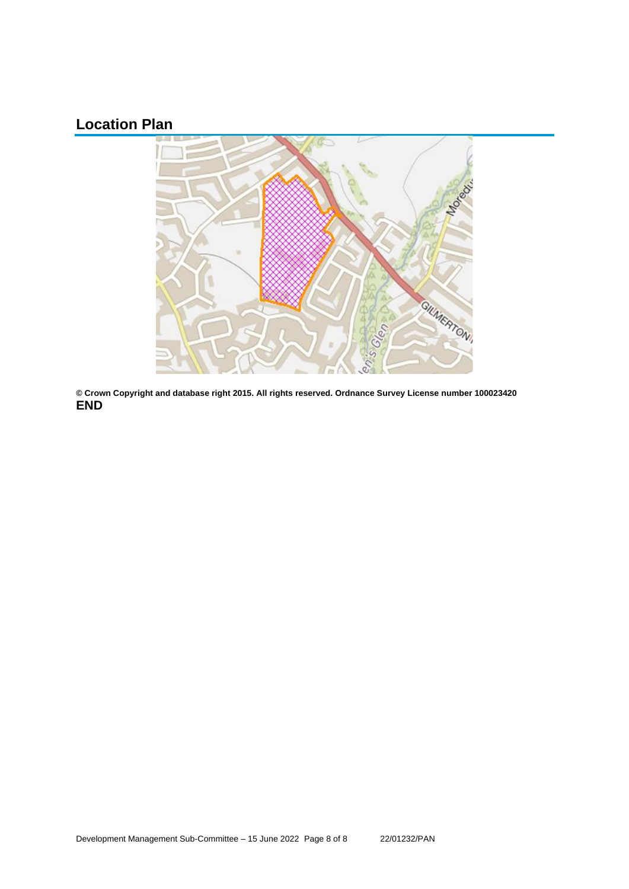## Location Plan

**© Crown Copyright and database right 2015. All rights reserved. Ordnance Survey License number 100023420**

**END**